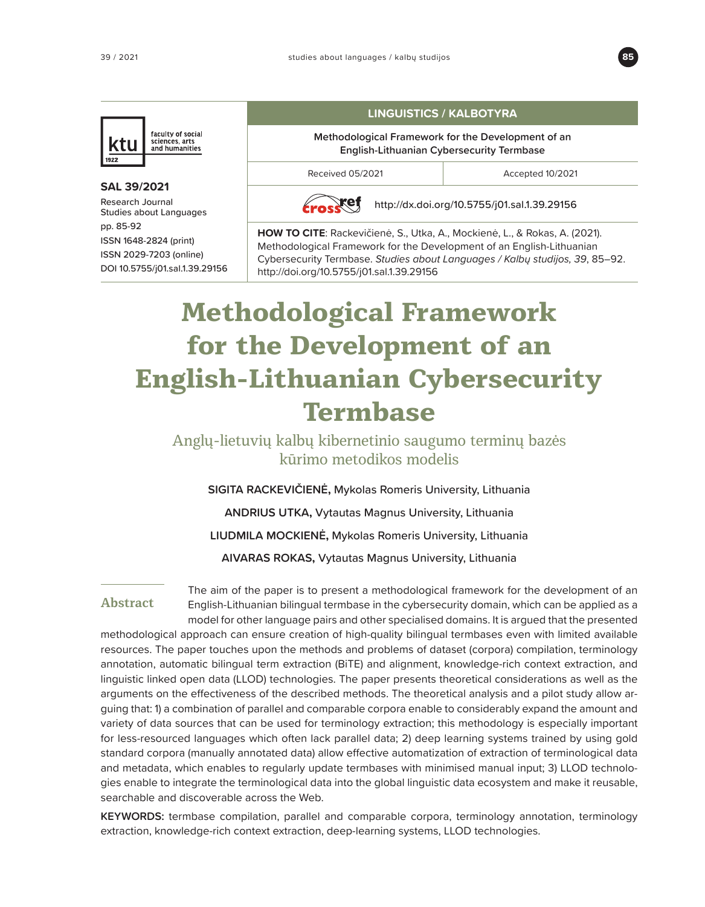faculty of social sciences, arts and humanities

**SAL 39/2021**

Research Journal
Studies about Languages
pp. 85-92
ISSN 1648-2824 (print)
ISSN 2029-7203 (online)
DOI 10.5755/j01.sal.1.39.29156

**LINGUISTICS / KALBOTYRA**

Methodological Framework for the Development of an English-Lithuanian Cybersecurity Termbase

Received 05/2021 | Accepted 10/2021

http://dx.doi.org/10.5755/j01.sal.1.39.29156

**HOW TO CITE**: Rackevičienė, S., Utka, A., Mockienė, L., & Rokas, A. (2021). Methodological Framework for the Development of an English-Lithuanian Cybersecurity Termbase. *Studies about Languages / Kalbų studijos, 39*, 85–92. http://doi.org/10.5755/j01.sal.1.39.29156

# Methodological Framework for the Development of an English-Lithuanian Cybersecurity Termbase

## Anglų-lietuvių kalbų kibernetinio saugumo terminų bazės kūrimo metodikos modelis

**SIGITA RACKEVIČIENĖ,** Mykolas Romeris University, Lithuania

**ANDRIUS UTKA,** Vytautas Magnus University, Lithuania

**LIUDMILA MOCKIENĖ,** Mykolas Romeris University, Lithuania

**AIVARAS ROKAS,** Vytautas Magnus University, Lithuania

### Abstract

The aim of the paper is to present a methodological framework for the development of an English-Lithuanian bilingual termbase in the cybersecurity domain, which can be applied as a model for other language pairs and other specialised domains. It is argued that the presented methodological approach can ensure creation of high-quality bilingual termbases even with limited available resources. The paper touches upon the methods and problems of dataset (corpora) compilation, terminology annotation, automatic bilingual term extraction (BiTE) and alignment, knowledge-rich context extraction, and linguistic linked open data (LLOD) technologies. The paper presents theoretical considerations as well as the arguments on the effectiveness of the described methods. The theoretical analysis and a pilot study allow arguing that: 1) a combination of parallel and comparable corpora enable to considerably expand the amount and variety of data sources that can be used for terminology extraction; this methodology is especially important for less-resourced languages which often lack parallel data; 2) deep learning systems trained by using gold standard corpora (manually annotated data) allow effective automatization of extraction of terminological data and metadata, which enables to regularly update termbases with minimised manual input; 3) LLOD technologies enable to integrate the terminological data into the global linguistic data ecosystem and make it reusable, searchable and discoverable across the Web.

**KEYWORDS:** termbase compilation, parallel and comparable corpora, terminology annotation, terminology extraction, knowledge-rich context extraction, deep-learning systems, LLOD technologies.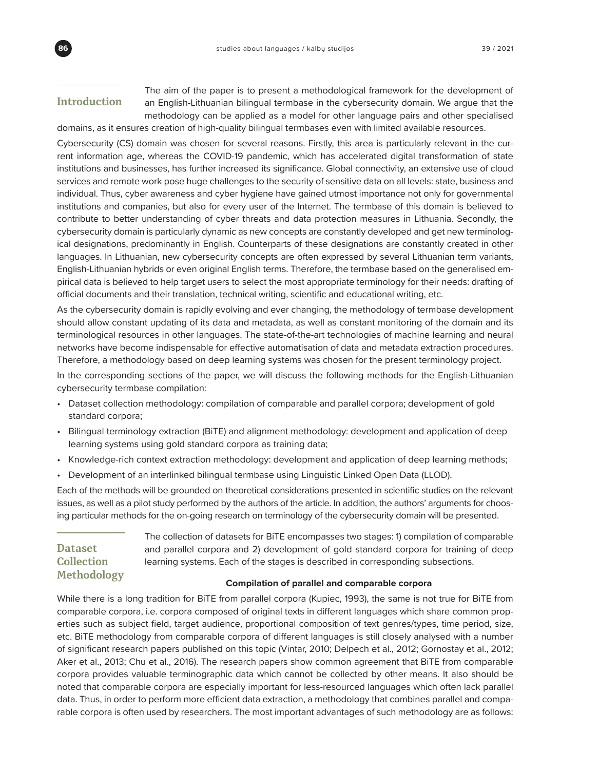## Introduction

The aim of the paper is to present a methodological framework for the development of an English-Lithuanian bilingual termbase in the cybersecurity domain. We argue that the methodology can be applied as a model for other language pairs and other specialised domains, as it ensures creation of high-quality bilingual termbases even with limited available resources.

Cybersecurity (CS) domain was chosen for several reasons. Firstly, this area is particularly relevant in the current information age, whereas the COVID-19 pandemic, which has accelerated digital transformation of state institutions and businesses, has further increased its significance. Global connectivity, an extensive use of cloud services and remote work pose huge challenges to the security of sensitive data on all levels: state, business and individual. Thus, cyber awareness and cyber hygiene have gained utmost importance not only for governmental institutions and companies, but also for every user of the Internet. The termbase of this domain is believed to contribute to better understanding of cyber threats and data protection measures in Lithuania. Secondly, the cybersecurity domain is particularly dynamic as new concepts are constantly developed and get new terminological designations, predominantly in English. Counterparts of these designations are constantly created in other languages. In Lithuanian, new cybersecurity concepts are often expressed by several Lithuanian term variants, English-Lithuanian hybrids or even original English terms. Therefore, the termbase based on the generalised empirical data is believed to help target users to select the most appropriate terminology for their needs: drafting of official documents and their translation, technical writing, scientific and educational writing, etc.

As the cybersecurity domain is rapidly evolving and ever changing, the methodology of termbase development should allow constant updating of its data and metadata, as well as constant monitoring of the domain and its terminological resources in other languages. The state-of-the-art technologies of machine learning and neural networks have become indispensable for effective automatisation of data and metadata extraction procedures. Therefore, a methodology based on deep learning systems was chosen for the present terminology project.

In the corresponding sections of the paper, we will discuss the following methods for the English-Lithuanian cybersecurity termbase compilation:

- Dataset collection methodology: compilation of comparable and parallel corpora; development of gold standard corpora;
- Bilingual terminology extraction (BiTE) and alignment methodology: development and application of deep learning systems using gold standard corpora as training data;
- Knowledge-rich context extraction methodology: development and application of deep learning methods;
- Development of an interlinked bilingual termbase using Linguistic Linked Open Data (LLOD).

Each of the methods will be grounded on theoretical considerations presented in scientific studies on the relevant issues, as well as a pilot study performed by the authors of the article. In addition, the authors' arguments for choosing particular methods for the on-going research on terminology of the cybersecurity domain will be presented.

## Dataset Collection Methodology

The collection of datasets for BiTE encompasses two stages: 1) compilation of comparable and parallel corpora and 2) development of gold standard corpora for training of deep learning systems. Each of the stages is described in corresponding subsections.

### Compilation of parallel and comparable corpora

While there is a long tradition for BiTE from parallel corpora (Kupiec, 1993), the same is not true for BiTE from comparable corpora, i.e. corpora composed of original texts in different languages which share common properties such as subject field, target audience, proportional composition of text genres/types, time period, size, etc. BiTE methodology from comparable corpora of different languages is still closely analysed with a number of significant research papers published on this topic (Vintar, 2010; Delpech et al., 2012; Gornostay et al., 2012; Aker et al., 2013; Chu et al., 2016). The research papers show common agreement that BiTE from comparable corpora provides valuable terminographic data which cannot be collected by other means. It also should be noted that comparable corpora are especially important for less-resourced languages which often lack parallel data. Thus, in order to perform more efficient data extraction, a methodology that combines parallel and comparable corpora is often used by researchers. The most important advantages of such methodology are as follows: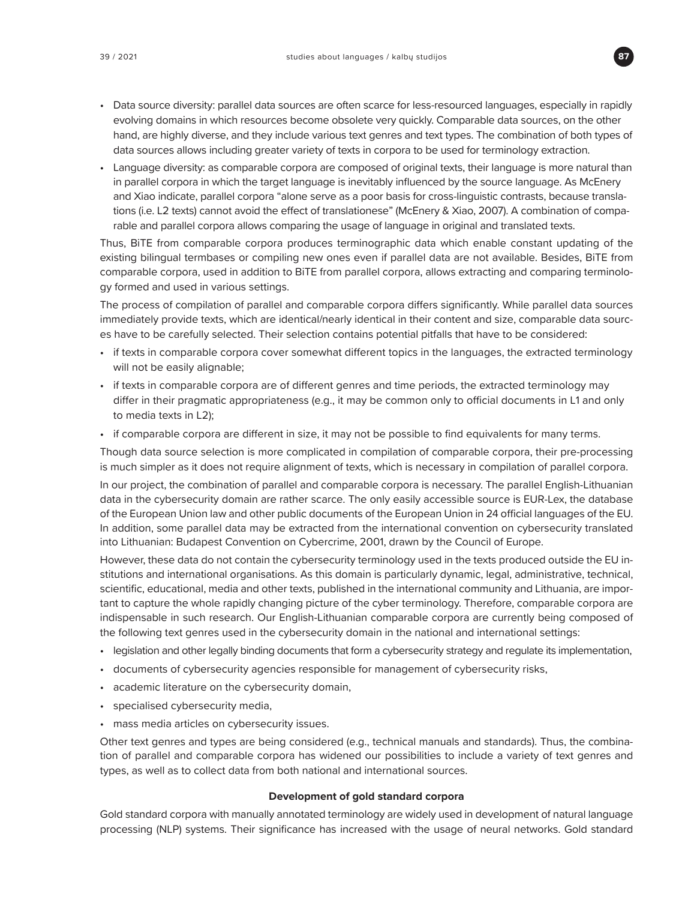- Data source diversity: parallel data sources are often scarce for less-resourced languages, especially in rapidly evolving domains in which resources become obsolete very quickly. Comparable data sources, on the other hand, are highly diverse, and they include various text genres and text types. The combination of both types of data sources allows including greater variety of texts in corpora to be used for terminology extraction.
- Language diversity: as comparable corpora are composed of original texts, their language is more natural than in parallel corpora in which the target language is inevitably influenced by the source language. As McEnery and Xiao indicate, parallel corpora "alone serve as a poor basis for cross-linguistic contrasts, because translations (i.e. L2 texts) cannot avoid the effect of translationese" (McEnery & Xiao, 2007). A combination of comparable and parallel corpora allows comparing the usage of language in original and translated texts.

Thus, BiTE from comparable corpora produces terminographic data which enable constant updating of the existing bilingual termbases or compiling new ones even if parallel data are not available. Besides, BiTE from comparable corpora, used in addition to BiTE from parallel corpora, allows extracting and comparing terminology formed and used in various settings.

The process of compilation of parallel and comparable corpora differs significantly. While parallel data sources immediately provide texts, which are identical/nearly identical in their content and size, comparable data sources have to be carefully selected. Their selection contains potential pitfalls that have to be considered:

- if texts in comparable corpora cover somewhat different topics in the languages, the extracted terminology will not be easily alignable;
- if texts in comparable corpora are of different genres and time periods, the extracted terminology may differ in their pragmatic appropriateness (e.g., it may be common only to official documents in L1 and only to media texts in L2);
- if comparable corpora are different in size, it may not be possible to find equivalents for many terms.

Though data source selection is more complicated in compilation of comparable corpora, their pre-processing is much simpler as it does not require alignment of texts, which is necessary in compilation of parallel corpora.

In our project, the combination of parallel and comparable corpora is necessary. The parallel English-Lithuanian data in the cybersecurity domain are rather scarce. The only easily accessible source is EUR-Lex, the database of the European Union law and other public documents of the European Union in 24 official languages of the EU. In addition, some parallel data may be extracted from the international convention on cybersecurity translated into Lithuanian: Budapest Convention on Cybercrime, 2001, drawn by the Council of Europe.

However, these data do not contain the cybersecurity terminology used in the texts produced outside the EU institutions and international organisations. As this domain is particularly dynamic, legal, administrative, technical, scientific, educational, media and other texts, published in the international community and Lithuania, are important to capture the whole rapidly changing picture of the cyber terminology. Therefore, comparable corpora are indispensable in such research. Our English-Lithuanian comparable corpora are currently being composed of the following text genres used in the cybersecurity domain in the national and international settings:

- legislation and other legally binding documents that form a cybersecurity strategy and regulate its implementation,
- documents of cybersecurity agencies responsible for management of cybersecurity risks,
- academic literature on the cybersecurity domain,
- specialised cybersecurity media,
- mass media articles on cybersecurity issues.

Other text genres and types are being considered (e.g., technical manuals and standards). Thus, the combination of parallel and comparable corpora has widened our possibilities to include a variety of text genres and types, as well as to collect data from both national and international sources.

## Development of gold standard corpora

Gold standard corpora with manually annotated terminology are widely used in development of natural language processing (NLP) systems. Their significance has increased with the usage of neural networks. Gold standard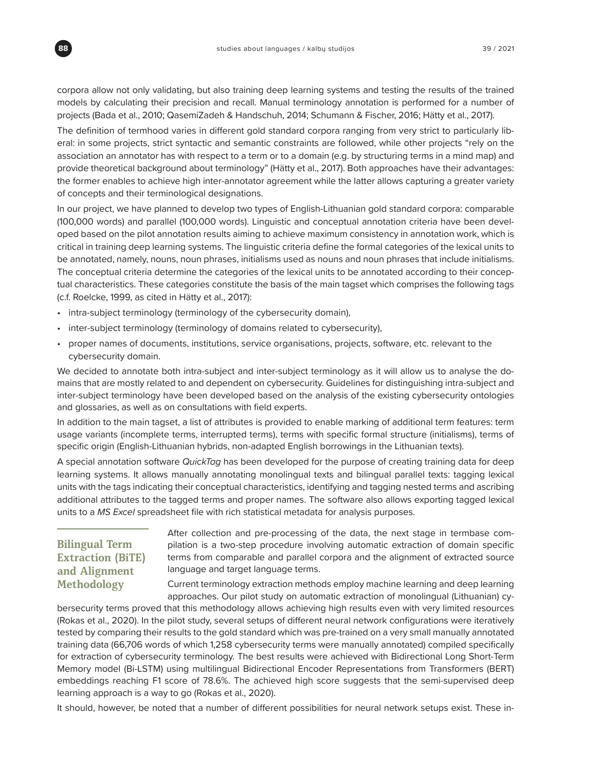corpora allow not only validating, but also training deep learning systems and testing the results of the trained models by calculating their precision and recall. Manual terminology annotation is performed for a number of projects (Bada et al., 2010; QasemiZadeh & Handschuh, 2014; Schumann & Fischer, 2016; Hätty et al., 2017).

The definition of termhood varies in different gold standard corpora ranging from very strict to particularly liberal: in some projects, strict syntactic and semantic constraints are followed, while other projects "rely on the association an annotator has with respect to a term or to a domain (e.g. by structuring terms in a mind map) and provide theoretical background about terminology" (Hätty et al., 2017). Both approaches have their advantages: the former enables to achieve high inter-annotator agreement while the latter allows capturing a greater variety of concepts and their terminological designations.

In our project, we have planned to develop two types of English-Lithuanian gold standard corpora: comparable (100,000 words) and parallel (100,000 words). Linguistic and conceptual annotation criteria have been developed based on the pilot annotation results aiming to achieve maximum consistency in annotation work, which is critical in training deep learning systems. The linguistic criteria define the formal categories of the lexical units to be annotated, namely, nouns, noun phrases, initialisms used as nouns and noun phrases that include initialisms. The conceptual criteria determine the categories of the lexical units to be annotated according to their conceptual characteristics. These categories constitute the basis of the main tagset which comprises the following tags (c.f. Roelcke, 1999, as cited in Hätty et al., 2017):

- intra-subject terminology (terminology of the cybersecurity domain),
- inter-subject terminology (terminology of domains related to cybersecurity),
- proper names of documents, institutions, service organisations, projects, software, etc. relevant to the cybersecurity domain.

We decided to annotate both intra-subject and inter-subject terminology as it will allow us to analyse the domains that are mostly related to and dependent on cybersecurity. Guidelines for distinguishing intra-subject and inter-subject terminology have been developed based on the analysis of the existing cybersecurity ontologies and glossaries, as well as on consultations with field experts.

In addition to the main tagset, a list of attributes is provided to enable marking of additional term features: term usage variants (incomplete terms, interrupted terms), terms with specific formal structure (initialisms), terms of specific origin (English-Lithuanian hybrids, non-adapted English borrowings in the Lithuanian texts).

A special annotation software *QuickTag* has been developed for the purpose of creating training data for deep learning systems. It allows manually annotating monolingual texts and bilingual parallel texts: tagging lexical units with the tags indicating their conceptual characteristics, identifying and tagging nested terms and ascribing additional attributes to the tagged terms and proper names. The software also allows exporting tagged lexical units to a *MS Excel* spreadsheet file with rich statistical metadata for analysis purposes.

## Bilingual Term Extraction (BiTE) and Alignment Methodology

After collection and pre-processing of the data, the next stage in termbase compilation is a two-step procedure involving automatic extraction of domain specific terms from comparable and parallel corpora and the alignment of extracted source language and target language terms.

Current terminology extraction methods employ machine learning and deep learning approaches. Our pilot study on automatic extraction of monolingual (Lithuanian) cybersecurity terms proved that this methodology allows achieving high results even with very limited resources (Rokas et al., 2020). In the pilot study, several setups of different neural network configurations were iteratively tested by comparing their results to the gold standard which was pre-trained on a very small manually annotated training data (66,706 words of which 1,258 cybersecurity terms were manually annotated) compiled specifically for extraction of cybersecurity terminology. The best results were achieved with Bidirectional Long Short-Term Memory model (Bi-LSTM) using multilingual Bidirectional Encoder Representations from Transformers (BERT) embeddings reaching F1 score of 78.6%. The achieved high score suggests that the semi-supervised deep learning approach is a way to go (Rokas et al., 2020).

It should, however, be noted that a number of different possibilities for neural network setups exist. These in-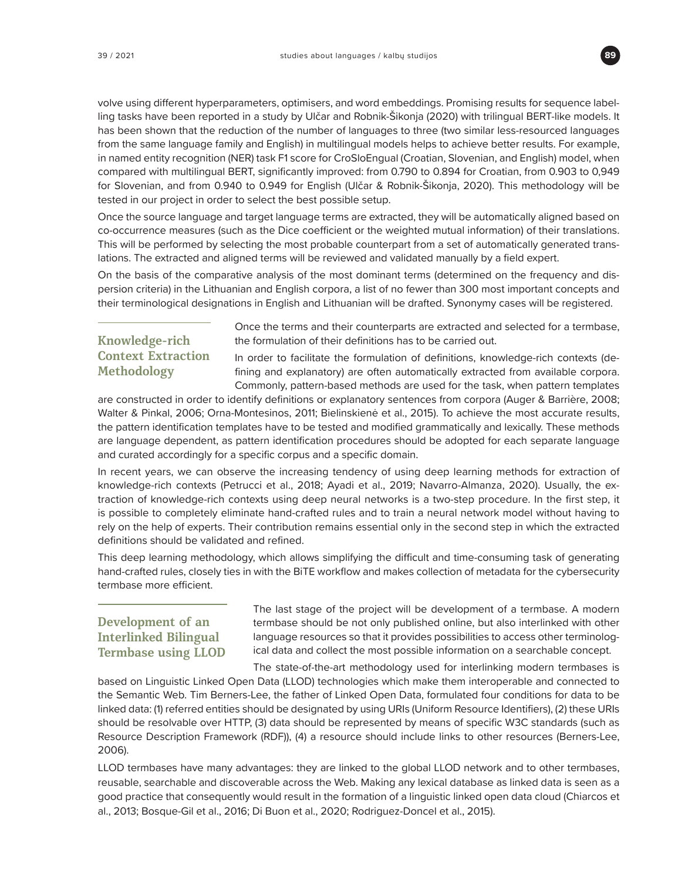volve using different hyperparameters, optimisers, and word embeddings. Promising results for sequence labelling tasks have been reported in a study by Ulčar and Robnik-Šikonja (2020) with trilingual BERT-like models. It has been shown that the reduction of the number of languages to three (two similar less-resourced languages from the same language family and English) in multilingual models helps to achieve better results. For example, in named entity recognition (NER) task F1 score for CroSloEngual (Croatian, Slovenian, and English) model, when compared with multilingual BERT, significantly improved: from 0.790 to 0.894 for Croatian, from 0.903 to 0,949 for Slovenian, and from 0.940 to 0.949 for English (Ulčar & Robnik-Šikonja, 2020). This methodology will be tested in our project in order to select the best possible setup.

Once the source language and target language terms are extracted, they will be automatically aligned based on co-occurrence measures (such as the Dice coefficient or the weighted mutual information) of their translations. This will be performed by selecting the most probable counterpart from a set of automatically generated translations. The extracted and aligned terms will be reviewed and validated manually by a field expert.

On the basis of the comparative analysis of the most dominant terms (determined on the frequency and dispersion criteria) in the Lithuanian and English corpora, a list of no fewer than 300 most important concepts and their terminological designations in English and Lithuanian will be drafted. Synonymy cases will be registered.

## Knowledge-rich Context Extraction Methodology

Once the terms and their counterparts are extracted and selected for a termbase, the formulation of their definitions has to be carried out.

In order to facilitate the formulation of definitions, knowledge-rich contexts (defining and explanatory) are often automatically extracted from available corpora. Commonly, pattern-based methods are used for the task, when pattern templates are constructed in order to identify definitions or explanatory sentences from corpora (Auger & Barrière, 2008; Walter & Pinkal, 2006; Orna-Montesinos, 2011; Bielinskienė et al., 2015). To achieve the most accurate results, the pattern identification templates have to be tested and modified grammatically and lexically. These methods are language dependent, as pattern identification procedures should be adopted for each separate language and curated accordingly for a specific corpus and a specific domain.

In recent years, we can observe the increasing tendency of using deep learning methods for extraction of knowledge-rich contexts (Petrucci et al., 2018; Ayadi et al., 2019; Navarro-Almanza, 2020). Usually, the extraction of knowledge-rich contexts using deep neural networks is a two-step procedure. In the first step, it is possible to completely eliminate hand-crafted rules and to train a neural network model without having to rely on the help of experts. Their contribution remains essential only in the second step in which the extracted definitions should be validated and refined.

This deep learning methodology, which allows simplifying the difficult and time-consuming task of generating hand-crafted rules, closely ties in with the BiTE workflow and makes collection of metadata for the cybersecurity termbase more efficient.

## Development of an Interlinked Bilingual Termbase using LLOD

The last stage of the project will be development of a termbase. A modern termbase should be not only published online, but also interlinked with other language resources so that it provides possibilities to access other terminological data and collect the most possible information on a searchable concept.

The state-of-the-art methodology used for interlinking modern termbases is based on Linguistic Linked Open Data (LLOD) technologies which make them interoperable and connected to the Semantic Web. Tim Berners-Lee, the father of Linked Open Data, formulated four conditions for data to be linked data: (1) referred entities should be designated by using URIs (Uniform Resource Identifiers), (2) these URIs should be resolvable over HTTP, (3) data should be represented by means of specific W3C standards (such as Resource Description Framework (RDF)), (4) a resource should include links to other resources (Berners-Lee, 2006).

LLOD termbases have many advantages: they are linked to the global LLOD network and to other termbases, reusable, searchable and discoverable across the Web. Making any lexical database as linked data is seen as a good practice that consequently would result in the formation of a linguistic linked open data cloud (Chiarcos et al., 2013; Bosque-Gil et al., 2016; Di Buon et al., 2020; Rodriguez-Doncel et al., 2015).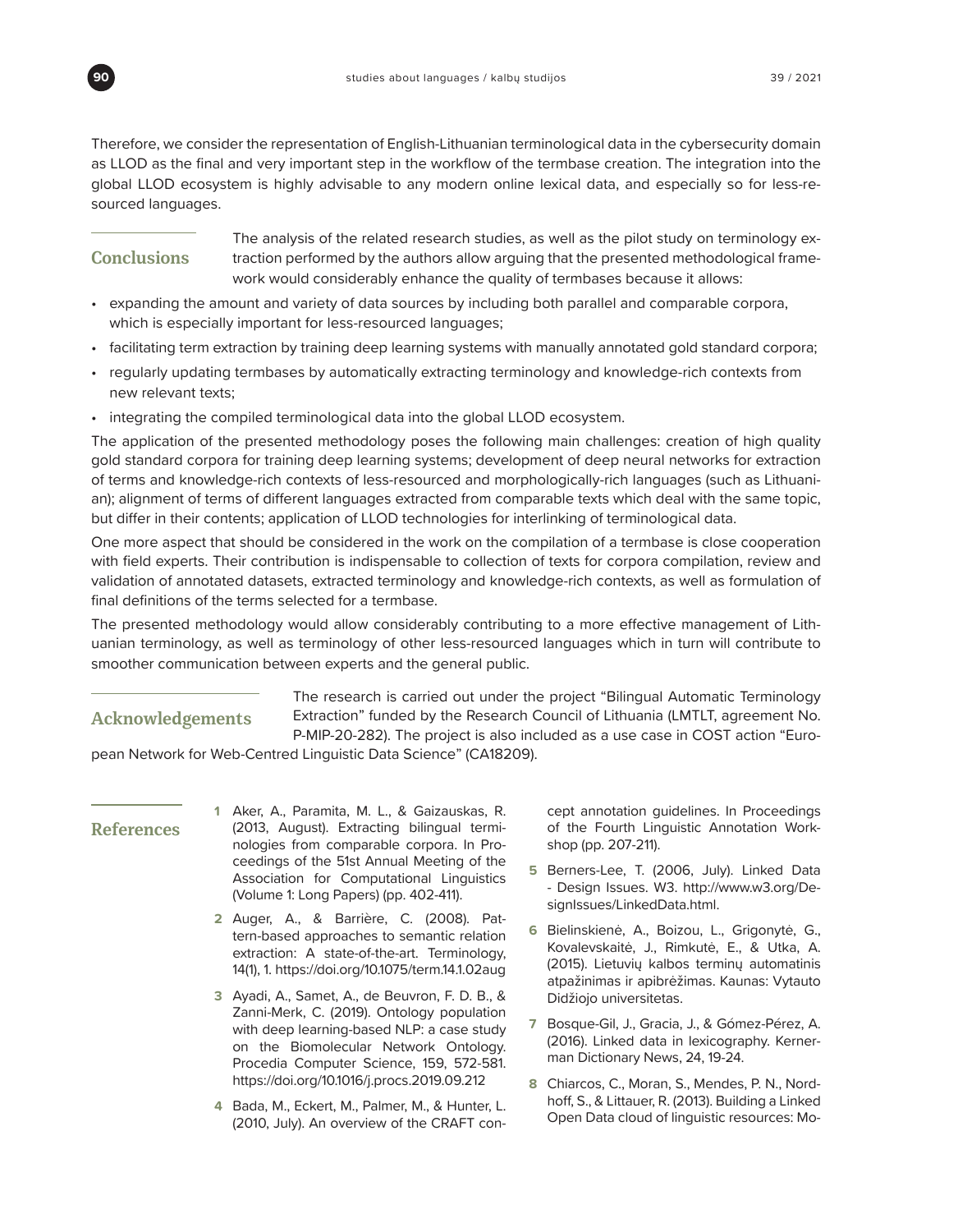Therefore, we consider the representation of English-Lithuanian terminological data in the cybersecurity domain as LLOD as the final and very important step in the workflow of the termbase creation. The integration into the global LLOD ecosystem is highly advisable to any modern online lexical data, and especially so for less-resourced languages.

## Conclusions

The analysis of the related research studies, as well as the pilot study on terminology extraction performed by the authors allow arguing that the presented methodological framework would considerably enhance the quality of termbases because it allows:

- expanding the amount and variety of data sources by including both parallel and comparable corpora, which is especially important for less-resourced languages;
- facilitating term extraction by training deep learning systems with manually annotated gold standard corpora;
- regularly updating termbases by automatically extracting terminology and knowledge-rich contexts from new relevant texts;
- integrating the compiled terminological data into the global LLOD ecosystem.

The application of the presented methodology poses the following main challenges: creation of high quality gold standard corpora for training deep learning systems; development of deep neural networks for extraction of terms and knowledge-rich contexts of less-resourced and morphologically-rich languages (such as Lithuanian); alignment of terms of different languages extracted from comparable texts which deal with the same topic, but differ in their contents; application of LLOD technologies for interlinking of terminological data.

One more aspect that should be considered in the work on the compilation of a termbase is close cooperation with field experts. Their contribution is indispensable to collection of texts for corpora compilation, review and validation of annotated datasets, extracted terminology and knowledge-rich contexts, as well as formulation of final definitions of the terms selected for a termbase.

The presented methodology would allow considerably contributing to a more effective management of Lithuanian terminology, as well as terminology of other less-resourced languages which in turn will contribute to smoother communication between experts and the general public.

## Acknowledgements

The research is carried out under the project "Bilingual Automatic Terminology Extraction" funded by the Research Council of Lithuania (LMTLT, agreement No. P-MIP-20-282). The project is also included as a use case in COST action "European Network for Web-Centred Linguistic Data Science" (CA18209).

## References

1. Aker, A., Paramita, M. L., & Gaizauskas, R. (2013, August). Extracting bilingual terminologies from comparable corpora. In Proceedings of the 51st Annual Meeting of the Association for Computational Linguistics (Volume 1: Long Papers) (pp. 402-411).
2. Auger, A., & Barrière, C. (2008). Pattern-based approaches to semantic relation extraction: A state-of-the-art. Terminology, 14(1), 1. https://doi.org/10.1075/term.14.1.02aug
3. Ayadi, A., Samet, A., de Beuvron, F. D. B., & Zanni-Merk, C. (2019). Ontology population with deep learning-based NLP: a case study on the Biomolecular Network Ontology. Procedia Computer Science, 159, 572-581. https://doi.org/10.1016/j.procs.2019.09.212
4. Bada, M., Eckert, M., Palmer, M., & Hunter, L. (2010, July). An overview of the CRAFT concept annotation guidelines. In Proceedings of the Fourth Linguistic Annotation Workshop (pp. 207-211).
5. Berners-Lee, T. (2006, July). Linked Data - Design Issues. W3. http://www.w3.org/DesignIssues/LinkedData.html.
6. Bielinskienė, A., Boizou, L., Grigonytė, G., Kovalevskaitė, J., Rimkutė, E., & Utka, A. (2015). Lietuvių kalbos terminų automatinis atpažinimas ir apibrėžimas. Kaunas: Vytauto Didžiojo universitetas.
7. Bosque-Gil, J., Gracia, J., & Gómez-Pérez, A. (2016). Linked data in lexicography. Kernerman Dictionary News, 24, 19-24.
8. Chiarcos, C., Moran, S., Mendes, P. N., Nordhoff, S., & Littauer, R. (2013). Building a Linked Open Data cloud of linguistic resources: Mo-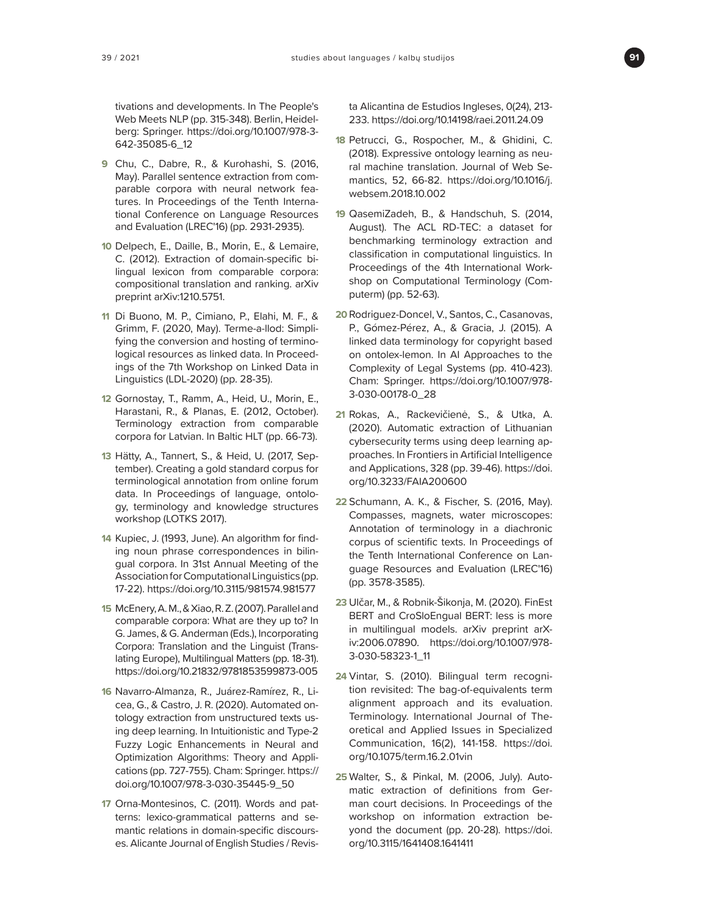tivations and developments. In The People's Web Meets NLP (pp. 315-348). Berlin, Heidelberg: Springer. https://doi.org/10.1007/978-3-642-35085-6_12

**9** Chu, C., Dabre, R., & Kurohashi, S. (2016, May). Parallel sentence extraction from comparable corpora with neural network features. In Proceedings of the Tenth International Conference on Language Resources and Evaluation (LREC'16) (pp. 2931-2935).

**10** Delpech, E., Daille, B., Morin, E., & Lemaire, C. (2012). Extraction of domain-specific bilingual lexicon from comparable corpora: compositional translation and ranking. arXiv preprint arXiv:1210.5751.

**11** Di Buono, M. P., Cimiano, P., Elahi, M. F., & Grimm, F. (2020, May). Terme-a-llod: Simplifying the conversion and hosting of terminological resources as linked data. In Proceedings of the 7th Workshop on Linked Data in Linguistics (LDL-2020) (pp. 28-35).

**12** Gornostay, T., Ramm, A., Heid, U., Morin, E., Harastani, R., & Planas, E. (2012, October). Terminology extraction from comparable corpora for Latvian. In Baltic HLT (pp. 66-73).

**13** Hätty, A., Tannert, S., & Heid, U. (2017, September). Creating a gold standard corpus for terminological annotation from online forum data. In Proceedings of language, ontology, terminology and knowledge structures workshop (LOTKS 2017).

**14** Kupiec, J. (1993, June). An algorithm for finding noun phrase correspondences in bilingual corpora. In 31st Annual Meeting of the Association for Computational Linguistics (pp. 17-22). https://doi.org/10.3115/981574.981577

**15** McEnery, A. M., & Xiao, R. Z. (2007). Parallel and comparable corpora: What are they up to? In G. James, & G. Anderman (Eds.), Incorporating Corpora: Translation and the Linguist (Translating Europe), Multilingual Matters (pp. 18-31). https://doi.org/10.21832/9781853599873-005

**16** Navarro-Almanza, R., Juárez-Ramírez, R., Licea, G., & Castro, J. R. (2020). Automated ontology extraction from unstructured texts using deep learning. In Intuitionistic and Type-2 Fuzzy Logic Enhancements in Neural and Optimization Algorithms: Theory and Applications (pp. 727-755). Cham: Springer. https://doi.org/10.1007/978-3-030-35445-9_50

**17** Orna-Montesinos, C. (2011). Words and patterns: lexico-grammatical patterns and semantic relations in domain-specific discourses. Alicante Journal of English Studies / Revista Alicantina de Estudios Ingleses, 0(24), 213-233. https://doi.org/10.14198/raei.2011.24.09

**18** Petrucci, G., Rospocher, M., & Ghidini, C. (2018). Expressive ontology learning as neural machine translation. Journal of Web Semantics, 52, 66-82. https://doi.org/10.1016/j.websem.2018.10.002

**19** QasemiZadeh, B., & Handschuh, S. (2014, August). The ACL RD-TEC: a dataset for benchmarking terminology extraction and classification in computational linguistics. In Proceedings of the 4th International Workshop on Computational Terminology (Computerm) (pp. 52-63).

**20** Rodriguez-Doncel, V., Santos, C., Casanovas, P., Gómez-Pérez, A., & Gracia, J. (2015). A linked data terminology for copyright based on ontolex-lemon. In AI Approaches to the Complexity of Legal Systems (pp. 410-423). Cham: Springer. https://doi.org/10.1007/978-3-030-00178-0_28

**21** Rokas, A., Rackevičienė, S., & Utka, A. (2020). Automatic extraction of Lithuanian cybersecurity terms using deep learning approaches. In Frontiers in Artificial Intelligence and Applications, 328 (pp. 39-46). https://doi.org/10.3233/FAIA200600

**22** Schumann, A. K., & Fischer, S. (2016, May). Compasses, magnets, water microscopes: Annotation of terminology in a diachronic corpus of scientific texts. In Proceedings of the Tenth International Conference on Language Resources and Evaluation (LREC'16) (pp. 3578-3585).

**23** Ulčar, M., & Robnik-Šikonja, M. (2020). FinEst BERT and CroSloEngual BERT: less is more in multilingual models. arXiv preprint arXiv:2006.07890. https://doi.org/10.1007/978-3-030-58323-1_11

**24** Vintar, S. (2010). Bilingual term recognition revisited: The bag-of-equivalents term alignment approach and its evaluation. Terminology. International Journal of Theoretical and Applied Issues in Specialized Communication, 16(2), 141-158. https://doi.org/10.1075/term.16.2.01vin

**25** Walter, S., & Pinkal, M. (2006, July). Automatic extraction of definitions from German court decisions. In Proceedings of the workshop on information extraction beyond the document (pp. 20-28). https://doi.org/10.3115/1641408.1641411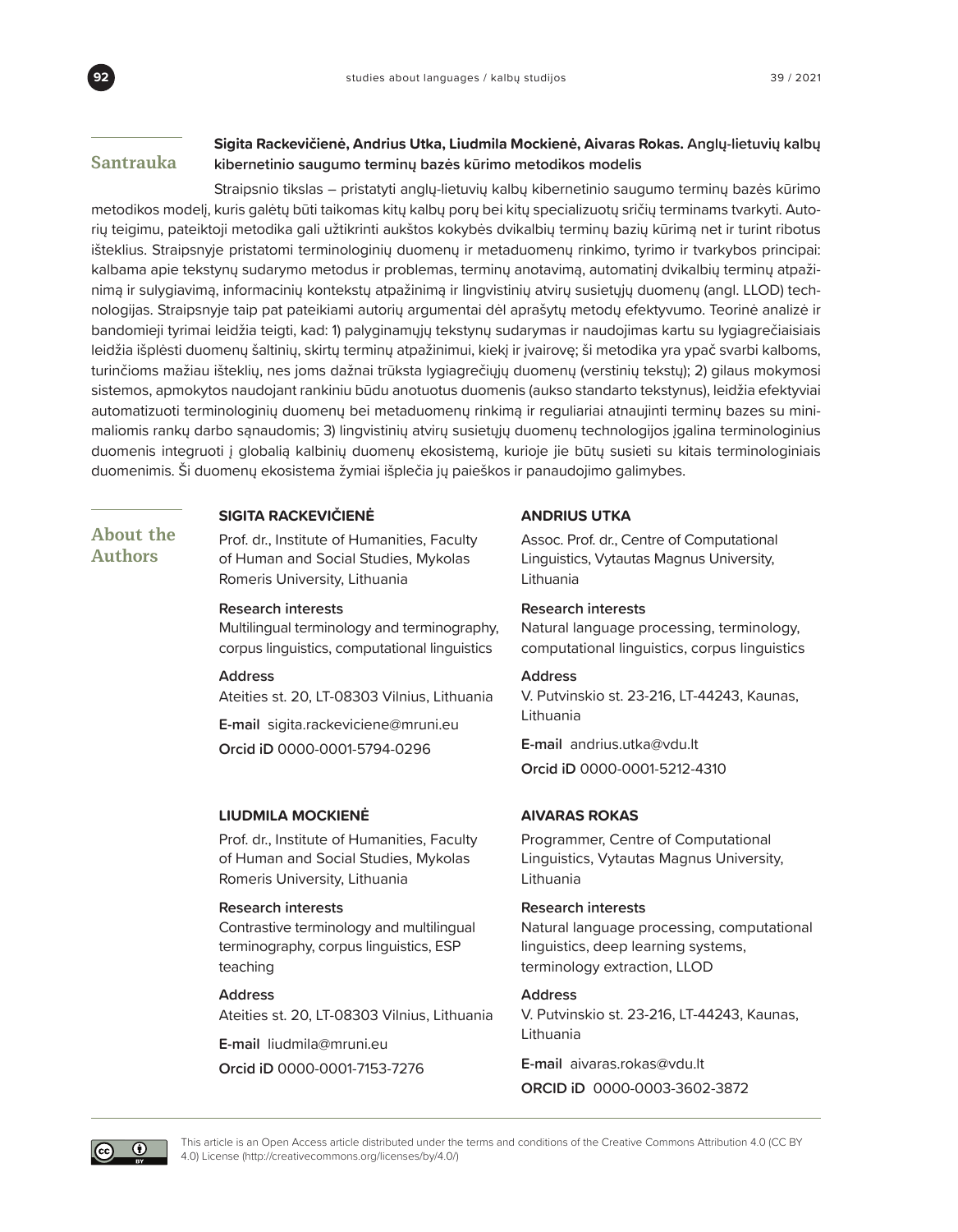## Santrauka

**Sigita Rackevičienė, Andrius Utka, Liudmila Mockienė, Aivaras Rokas.** Anglų-lietuvių kalbų kibernetinio saugumo terminų bazės kūrimo metodikos modelis

Straipsnio tikslas – pristatyti anglų-lietuvių kalbų kibernetinio saugumo terminų bazės kūrimo metodikos modelį, kuris galėtų būti taikomas kitų kalbų porų bei kitų specializuotų sričių terminams tvarkyti. Autorių teigimu, pateiktoji metodika gali užtikrinti aukštos kokybės dvikalbių terminų bazių kūrimą net ir turint ribotus išteklius. Straipsnyje pristatomi terminologinių duomenų ir metaduomenų rinkimo, tyrimo ir tvarkybos principai: kalbama apie tekstynų sudarymo metodus ir problemas, terminų anotavimą, automatinį dvikalbių terminų atpažinimą ir sulygiavimą, informacinių kontekstų atpažinimą ir lingvistinių atvirų susietųjų duomenų (angl. LLOD) technologijas. Straipsnyje taip pat pateikiami autorių argumentai dėl aprašytų metodų efektyvumo. Teorinė analizė ir bandomieji tyrimai leidžia teigti, kad: 1) palyginamųjų tekstynų sudarymas ir naudojimas kartu su lygiagrečiaisiais leidžia išplėsti duomenų šaltinių, skirtų terminų atpažinimui, kiekį ir įvairovę; ši metodika yra ypač svarbi kalboms, turinčioms mažiau išteklių, nes joms dažnai trūksta lygiagrečiųjų duomenų (verstinių tekstų); 2) gilaus mokymosi sistemos, apmokytos naudojant rankiniu būdu anotuotus duomenis (aukso standarto tekstynus), leidžia efektyviai automatizuoti terminologinių duomenų bei metaduomenų rinkimą ir reguliariai atnaujinti terminų bazes su minimaliomis rankų darbo sąnaudomis; 3) lingvistinių atvirų susietųjų duomenų technologijos įgalina terminologinius duomenis integruoti į globalią kalbinių duomenų ekosistemą, kurioje jie būtų susieti su kitais terminologiniais duomenimis. Ši duomenų ekosistema žymiai išplečia jų paieškos ir panaudojimo galimybes.

## About the Authors

**SIGITA RACKEVIČIENĖ**

Prof. dr., Institute of Humanities, Faculty of Human and Social Studies, Mykolas Romeris University, Lithuania

**Research interests**
Multilingual terminology and terminography, corpus linguistics, computational linguistics

**Address**
Ateities st. 20, LT-08303 Vilnius, Lithuania

**E-mail** sigita.rackeviciene@mruni.eu

**Orcid iD** 0000-0001-5794-0296

**ANDRIUS UTKA**

Assoc. Prof. dr., Centre of Computational Linguistics, Vytautas Magnus University, Lithuania

**Research interests**
Natural language processing, terminology, computational linguistics, corpus linguistics

**Address**
V. Putvinskio st. 23-216, LT-44243, Kaunas, Lithuania

**E-mail** andrius.utka@vdu.lt

**Orcid iD** 0000-0001-5212-4310

**LIUDMILA MOCKIENĖ**

Prof. dr., Institute of Humanities, Faculty of Human and Social Studies, Mykolas Romeris University, Lithuania

**Research interests**
Contrastive terminology and multilingual terminography, corpus linguistics, ESP teaching

**Address**
Ateities st. 20, LT-08303 Vilnius, Lithuania

**E-mail** liudmila@mruni.eu

**Orcid iD** 0000-0001-7153-7276

**AIVARAS ROKAS**

Programmer, Centre of Computational Linguistics, Vytautas Magnus University, Lithuania

**Research interests**
Natural language processing, computational linguistics, deep learning systems, terminology extraction, LLOD

**Address**
V. Putvinskio st. 23-216, LT-44243, Kaunas, Lithuania

**E-mail** aivaras.rokas@vdu.lt

**ORCID iD** 0000-0003-3602-3872

This article is an Open Access article distributed under the terms and conditions of the Creative Commons Attribution 4.0 (CC BY 4.0) License (http://creativecommons.org/licenses/by/4.0/)